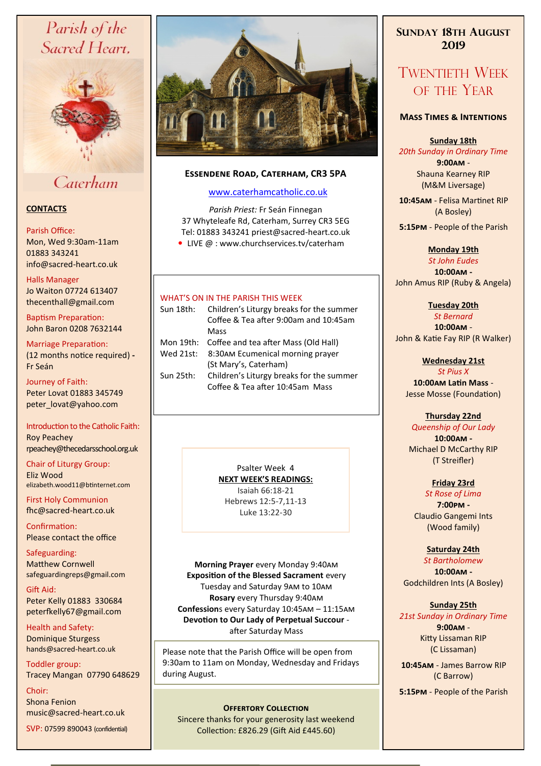# Parish of the Sacred Heart, Caterham

## CONTACTS

Parish Office:
Mon, Wed 9:30am-11am
01883 343241
info@sacred-heart.co.uk

Halls Manager
Jo Waiton 07724 613407
thecenthall@gmail.com

Baptism Preparation:
John Baron 0208 7632144

Marriage Preparation:
(12 months notice required) - Fr Seán

Journey of Faith:
Peter Lovat 01883 345749
peter_lovat@yahoo.com

Introduction to the Catholic Faith:
Roy Peachey
rpeachey@thecedarsschool.org.uk

Chair of Liturgy Group:
Eliz Wood
elizabeth.wood11@btinternet.com

First Holy Communion
fhc@sacred-heart.co.uk

Confirmation:
Please contact the office

Safeguarding:
Matthew Cornwell
safeguardingreps@gmail.com

Gift Aid:
Peter Kelly 01883 330684
peterfkelly67@gmail.com

Health and Safety:
Dominique Sturgess
hands@sacred-heart.co.uk

Toddler group:
Tracey Mangan 07790 648629

Choir:
Shona Fenion
music@sacred-heart.co.uk

SVP: 07599 890043 (confidential)

## Essendene Road, Caterham, CR3 5PA

www.caterhamcatholic.co.uk

*Parish Priest:* Fr Seán Finnegan
37 Whyteleafe Rd, Caterham, Surrey CR3 5EG
Tel: 01883 343241 priest@sacred-heart.co.uk
- LIVE @ : www.churchservices.tv/caterham

### WHAT'S ON IN THE PARISH THIS WEEK

| | |
|---|---|
| Sun 18th: | Children's Liturgy breaks for the summer<br>Coffee & Tea after 9:00am and 10:45am Mass |
| Mon 19th: | Coffee and tea after Mass (Old Hall) |
| Wed 21st: | 8:30AM Ecumenical morning prayer (St Mary's, Caterham) |
| Sun 25th: | Children's Liturgy breaks for the summer<br>Coffee & Tea after 10:45am Mass |

Psalter Week 4

**NEXT WEEK'S READINGS:**
Isaiah 66:18-21
Hebrews 12:5-7,11-13
Luke 13:22-30

**Morning Prayer** every Monday 9:40AM
**Exposition of the Blessed Sacrament** every Tuesday and Saturday 9AM to 10AM
**Rosary** every Thursday 9:40AM
**Confessions** every Saturday 10:45AM – 11:15AM
**Devotion to Our Lady of Perpetual Succour** - after Saturday Mass

Please note that the Parish Office will be open from 9:30am to 11am on Monday, Wednesday and Fridays during August.

### Offertory Collection

Sincere thanks for your generosity last weekend
Collection: £826.29 (Gift Aid £445.60)

## Sunday 18th August 2019

## Twentieth Week of the Year

### Mass Times & Intentions

**Sunday 18th**
*20th Sunday in Ordinary Time*
**9:00AM** - Shauna Kearney RIP (M&M Liversage)
**10:45AM** - Felisa Martinet RIP (A Bosley)
**5:15PM** - People of the Parish

**Monday 19th**
*St John Eudes*
**10:00AM** - John Amus RIP (Ruby & Angela)

**Tuesday 20th**
*St Bernard*
**10:00AM** - John & Katie Fay RIP (R Walker)

**Wednesday 21st**
*St Pius X*
**10:00AM Latin Mass** - Jesse Mosse (Foundation)

**Thursday 22nd**
*Queenship of Our Lady*
**10:00AM** - Michael D McCarthy RIP (T Streifler)

**Friday 23rd**
*St Rose of Lima*
**7:00PM** - Claudio Gangemi Ints (Wood family)

**Saturday 24th**
*St Bartholomew*
**10:00AM** - Godchildren Ints (A Bosley)

**Sunday 25th**
*21st Sunday in Ordinary Time*
**9:00AM** - Kitty Lissaman RIP (C Lissaman)
**10:45AM** - James Barrow RIP (C Barrow)
**5:15PM** - People of the Parish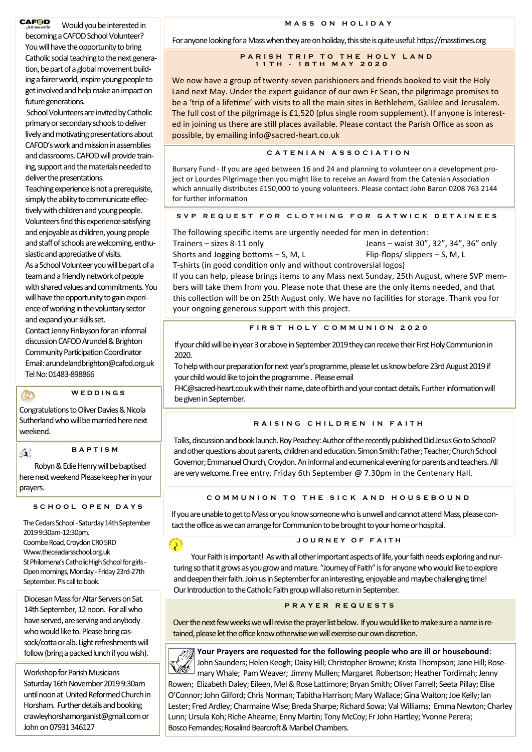Would you be interested in becoming a CAFOD School Volunteer? You will have the opportunity to bring Catholic social teaching to the next generation, be part of a global movement building a fairer world, inspire young people to get involved and help make an impact on future generations.

School Volunteers are invited by Catholic primary or secondary schools to deliver lively and motivating presentations about CAFOD's work and mission in assemblies and classrooms. CAFOD will provide training, support and the materials needed to deliver the presentations.

Teaching experience is not a prerequisite, simply the ability to communicate effectively with children and young people. Volunteers find this experience satisfying and enjoyable as children, young people and staff of schools are welcoming, enthusiastic and appreciative of visits.

As a School Volunteer you will be part of a team and a friendly network of people with shared values and commitments. You will have the opportunity to gain experience of working in the voluntary sector and expand your skills set.

Contact Jenny Finlayson for an informal discussion CAFOD Arundel & Brighton Community Participation Coordinator
Email: arundelandbrighton@cafod.org.uk
Tel No: 01483-898866

## WEDDINGS

Congratulations to Oliver Davies & Nicola Sutherland who will be married here next weekend.

## BAPTISM

Robyn & Edie Henry will be baptised here next weekend Please keep her in your prayers.

## SCHOOL OPEN DAYS

The Cedars School - Saturday 14th September 2019 9:30am-12:30pm.
Coombe Road, Croydon CR0 5RD
Www.theceadarsschool.org.uk
St Philomena's Catholic High School for girls - Open mornings, Monday - Friday 23rd-27th September. Pls call to book.

Diocesan Mass for Altar Servers on Sat. 14th September, 12 noon. For all who have served, are serving and anybody who would like to. Please bring cassock/cotta or alb. Light refreshments will follow (bring a packed lunch if you wish).

Workshop for Parish Musicians Saturday 16th November 2019 9:30am until noon at United Reformed Church in Horsham. Further details and booking crawleyhorshamorganist@gmail.com or John on 07931 346127

## MASS ON HOLIDAY

For anyone looking for a Mass when they are on holiday, this site is quite useful: https://masstimes.org

## PARISH TRIP TO THE HOLY LAND 11TH - 18TH MAY 2020

We now have a group of twenty-seven parishioners and friends booked to visit the Holy Land next May. Under the expert guidance of our own Fr Sean, the pilgrimage promises to be a 'trip of a lifetime' with visits to all the main sites in Bethlehem, Galilee and Jerusalem. The full cost of the pilgrimage is £1,520 (plus single room supplement). If anyone is interested in joining us there are still places available. Please contact the Parish Office as soon as possible, by emailing info@sacred-heart.co.uk

## CATENIAN ASSOCIATION

Bursary Fund - If you are aged between 16 and 24 and planning to volunteer on a development project or Lourdes Pilgrimage then you might like to receive an Award from the Catenian Association which annually distributes £150,000 to young volunteers. Please contact John Baron 0208 763 2144 for further information

## SVP REQUEST FOR CLOTHING FOR GATWICK DETAINEES

The following specific items are urgently needed for men in detention:

- Trainers – sizes 8-11 only
- Jeans – waist 30", 32", 34", 36" only
- Shorts and Jogging bottoms – S, M, L
- Flip-flops/ slippers – S, M, L
- T-shirts (in good condition only and without controversial logos)

If you can help, please brings items to any Mass next Sunday, 25th August, where SVP members will take them from you. Please note that these are the only items needed, and that this collection will be on 25th August only. We have no facilities for storage. Thank you for your ongoing generous support with this project.

## FIRST HOLY COMMUNION 2020

If your child will be in year 3 or above in September 2019 they can receive their First Holy Communion in 2020.

To help with our preparation for next year's programme, please let us know before 23rd August 2019 if your child would like to join the programme . Please email FHC@sacred-heart.co.uk with their name, date of birth and your contact details. Further information will be given in September.

## RAISING CHILDREN IN FAITH

Talks, discussion and book launch. Roy Peachey: Author of the recently published Did Jesus Go to School? and other questions about parents, children and education. Simon Smith: Father; Teacher; Church School Governor; Emmanuel Church, Croydon. An informal and ecumenical evening for parents and teachers. All are very welcome. Free entry. Friday 6th September @ 7.30pm in the Centenary Hall.

## COMMUNION TO THE SICK AND HOUSEBOUND

If you are unable to get to Mass or you know someone who is unwell and cannot attend Mass, please contact the office as we can arrange for Communion to be brought to your home or hospital.

## JOURNEY OF FAITH

Your Faith is important! As with all other important aspects of life, your faith needs exploring and nurturing so that it grows as you grow and mature. "Journey of Faith" is for anyone who would like to explore and deepen their faith. Join us in September for an interesting, enjoyable and maybe challenging time! Our Introduction to the Catholic Faith group will also return in September.

## PRAYER REQUESTS

Over the next few weeks we will revise the prayer list below. If you would like to make sure a name is retained, please let the office know otherwise we will exercise our own discretion.

**Your Prayers are requested for the following people who are ill or housebound**: John Saunders; Helen Keogh; Daisy Hill; Christopher Browne; Krista Thompson; Jane Hill; Rosemary Whale; Pam Weaver; Jimmy Mullen; Margaret Robertson; Heather Tordimah; Jenny Rowen; Elizabeth Daley; Eileen, Mel & Rose Lattimore; Bryan Smith; Oliver Farrell; Seeta Pillay; Elise O'Connor; John Gilford; Chris Norman; Tabitha Harrison; Mary Wallace; Gina Waiton; Joe Kelly; Ian Lester; Fred Ardley; Charmaine Wise; Breda Sharpe; Richard Sowa; Val Williams; Emma Newton; Charley Lunn; Ursula Koh; Riche Ahearne; Enny Martin; Tony McCoy; Fr John Hartley; Yvonne Perera; Bosco Fernandes; Rosalind Bearcroft & Maribel Chambers.